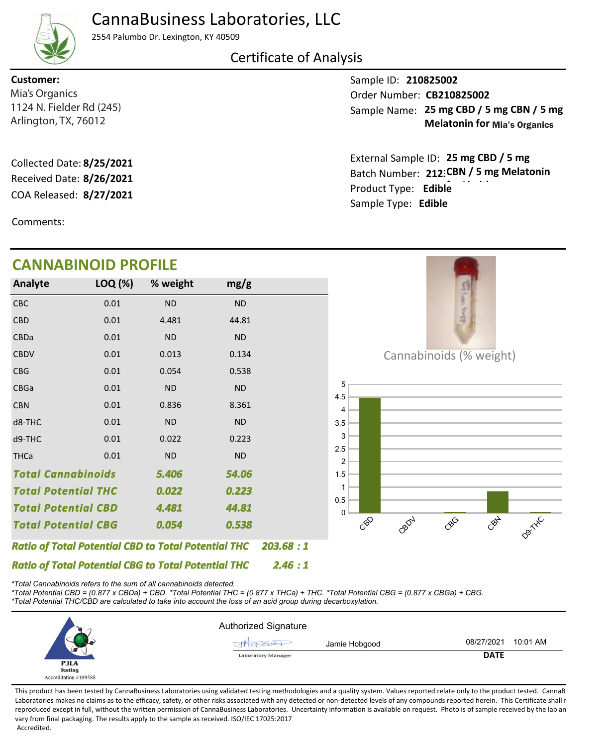# CannaBusiness Laboratories, LLC

2554 Palumbo Dr. Lexington, KY 40509

## Certificate of Analysis

**Customer:**
Mia's Organics
1124 N. Fielder Rd (245)
Arlington, TX, 76012

Sample ID: **210825002**
Order Number: **CB210825002**
Sample Name: **25 mg CBD / 5 mg CBN / 5 mg Melatonin for Mia's Organics**

Collected Date: **8/25/2021**
Received Date: **8/26/2021**
COA Released: **8/27/2021**

External Sample ID: **25 mg CBD / 5 mg CBN / 5 mg Melatonin**
Batch Number: **212**
Product Type: **Edible**
Sample Type: **Edible**

Comments:

## CANNABINOID PROFILE

| Analyte | LOQ (%) | % weight | mg/g |
|---|---|---|---|
| CBC | 0.01 | ND | ND |
| CBD | 0.01 | 4.481 | 44.81 |
| CBDa | 0.01 | ND | ND |
| CBDV | 0.01 | 0.013 | 0.134 |
| CBG | 0.01 | 0.054 | 0.538 |
| CBGa | 0.01 | ND | ND |
| CBN | 0.01 | 0.836 | 8.361 |
| d8-THC | 0.01 | ND | ND |
| d9-THC | 0.01 | 0.022 | 0.223 |
| THCa | 0.01 | ND | ND |
| ***Total Cannabinoids*** | | ***5.406*** | ***54.06*** |
| ***Total Potential THC*** | | ***0.022*** | ***0.223*** |
| ***Total Potential CBD*** | | ***4.481*** | ***44.81*** |
| ***Total Potential CBG*** | | ***0.054*** | ***0.538*** |

***Ratio of Total Potential CBD to Total Potential THC 203.68 : 1***

***Ratio of Total Potential CBG to Total Potential THC 2.46 : 1***

Cannabinoids (% weight)

| Analyte | % weight |
|---|---|
| CBD | 4.481 |
| CBDV | 0.013 |
| CBG | 0.054 |
| CBN | 0.836 |
| D9-THC | 0.022 |

*\*Total Cannabinoids refers to the sum of all cannabinoids detected.*
*\*Total Potential CBD = (0.877 x CBDa) + CBD. \*Total Potential THC = (0.877 x THCa) + THC. \*Total Potential CBG = (0.877 x CBGa) + CBG.*
*\*Total Potential THC/CBD are calculated to take into account the loss of an acid group during decarboxylation.*

PJLA Testing
Accreditation #109588

Authorized Signature

Jamie Hobgood — Laboratory Manager

08/27/2021 10:01 AM
**DATE**

This product has been tested by CannaBusiness Laboratories using validated testing methodologies and a quality system. Values reported relate only to the product tested. CannaBusiness Laboratories makes no claims as to the efficacy, safety, or other risks associated with any detected or non-detected levels of any compounds reported herein. This Certificate shall not be reproduced except in full, without the written permission of CannaBusiness Laboratories. Uncertainty information is available on request. Photo is of sample received by the lab and may vary from final packaging. The results apply to the sample as received. ISO/IEC 17025:2017 Accredited.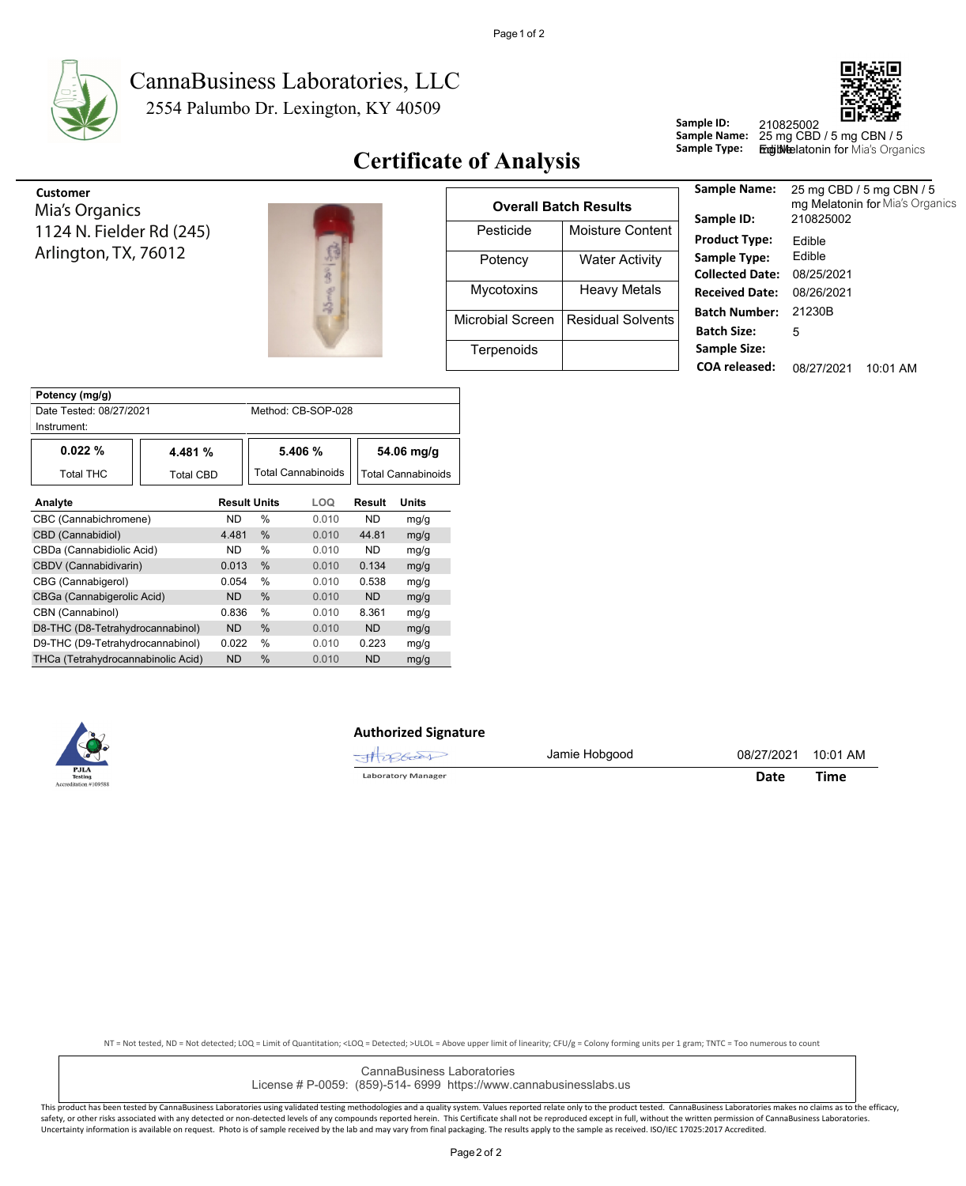# CannaBusiness Laboratories, LLC

2554 Palumbo Dr. Lexington, KY 40509

**Sample ID:** 210825002
**Sample Name:** 25 mg CBD / 5 mg CBN / 5 mg Melatonin for Mia's Organics
**Sample Type:** Edible

## Certificate of Analysis

**Customer**
Mia's Organics
1124 N. Fielder Rd (245)
Arlington, TX, 76012

| Overall Batch Results | |
|---|---|
| Pesticide | Moisture Content |
| Potency | Water Activity |
| Mycotoxins | Heavy Metals |
| Microbial Screen | Residual Solvents |
| Terpenoids | |

| | |
|---|---|
| **Sample Name:** | 25 mg CBD / 5 mg CBN / 5 mg Melatonin for Mia's Organics |
| **Sample ID:** | 210825002 |
| **Product Type:** | Edible |
| **Sample Type:** | Edible |
| **Collected Date:** | 08/25/2021 |
| **Received Date:** | 08/26/2021 |
| **Batch Number:** | 21230B |
| **Batch Size:** | 5 |
| **Sample Size:** | |
| **COA released:** | 08/27/2021 10:01 AM |

**Potency (mg/g)**

Date Tested: 08/27/2021 Method: CB-SOP-028
Instrument:

| 0.022 % | 4.481 % | 5.406 % | 54.06 mg/g |
|---|---|---|---|
| Total THC | Total CBD | Total Cannabinoids | Total Cannabinoids |

| Analyte | Result | Units | LOQ | Result | Units |
|---|---|---|---|---|---|
| CBC (Cannabichromene) | ND | % | 0.010 | ND | mg/g |
| CBD (Cannabidiol) | 4.481 | % | 0.010 | 44.81 | mg/g |
| CBDa (Cannabidiolic Acid) | ND | % | 0.010 | ND | mg/g |
| CBDV (Cannabidivarin) | 0.013 | % | 0.010 | 0.134 | mg/g |
| CBG (Cannabigerol) | 0.054 | % | 0.010 | 0.538 | mg/g |
| CBGa (Cannabigerolic Acid) | ND | % | 0.010 | ND | mg/g |
| CBN (Cannabinol) | 0.836 | % | 0.010 | 8.361 | mg/g |
| D8-THC (D8-Tetrahydrocannabinol) | ND | % | 0.010 | ND | mg/g |
| D9-THC (D9-Tetrahydrocannabinol) | 0.022 | % | 0.010 | 0.223 | mg/g |
| THCa (Tetrahydrocannabinolic Acid) | ND | % | 0.010 | ND | mg/g |

PJLA Testing Accreditation #109588

**Authorized Signature**

| Laboratory Manager | Jamie Hobgood | 08/27/2021 | 10:01 AM |
|---|---|---|---|
| | | **Date** | **Time** |

NT = Not tested, ND = Not detected; LOQ = Limit of Quantitation; <LOQ = Detected; >ULOL = Above upper limit of linearity; CFU/g = Colony forming units per 1 gram; TNTC = Too numerous to count

CannaBusiness Laboratories
License # P-0059: (859)-514- 6999 https://www.cannabusinesslabs.us

This product has been tested by CannaBusiness Laboratories using validated testing methodologies and a quality system. Values reported relate only to the product tested. CannaBusiness Laboratories makes no claims as to the efficacy, safety, or other risks associated with any detected or non-detected levels of any compounds reported herein. This Certificate shall not be reproduced except in full, without the written permission of CannaBusiness Laboratories. Uncertainty information is available on request. Photo is of sample received by the lab and may vary from final packaging. The results apply to the sample as received. ISO/IEC 17025:2017 Accredited.